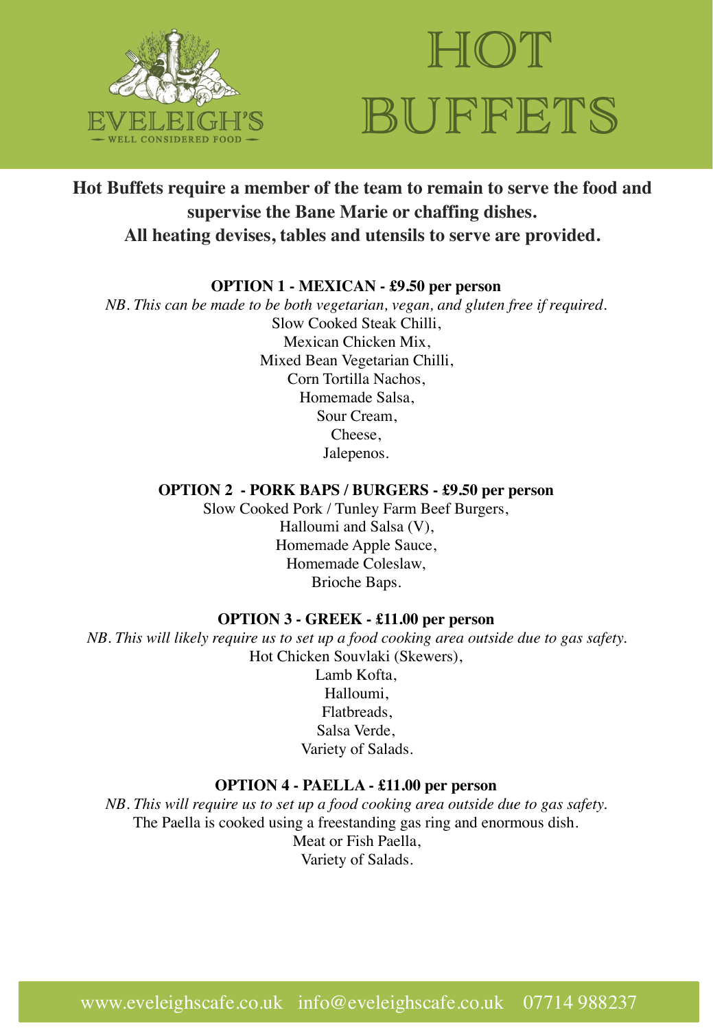EVELEIGH'S

WELL CONSIDERED FOOD

# HOT BUFFETS

**Hot Buffets require a member of the team to remain to serve the food and supervise the Bane Marie or chaffing dishes.**
**All heating devises, tables and utensils to serve are provided.**

**OPTION 1 - MEXICAN - £9.50 per person**

*NB. This can be made to be both vegetarian, vegan, and gluten free if required.*

Slow Cooked Steak Chilli,
Mexican Chicken Mix,
Mixed Bean Vegetarian Chilli,
Corn Tortilla Nachos,
Homemade Salsa,
Sour Cream,
Cheese,
Jalepenos.

**OPTION 2 - PORK BAPS / BURGERS - £9.50 per person**

Slow Cooked Pork / Tunley Farm Beef Burgers,
Halloumi and Salsa (V),
Homemade Apple Sauce,
Homemade Coleslaw,
Brioche Baps.

**OPTION 3 - GREEK - £11.00 per person**

*NB. This will likely require us to set up a food cooking area outside due to gas safety.*

Hot Chicken Souvlaki (Skewers),
Lamb Kofta,
Halloumi,
Flatbreads,
Salsa Verde,
Variety of Salads.

**OPTION 4 - PAELLA - £11.00 per person**

*NB. This will require us to set up a food cooking area outside due to gas safety.*

The Paella is cooked using a freestanding gas ring and enormous dish.
Meat or Fish Paella,
Variety of Salads.

www.eveleighscafe.co.uk info@eveleighscafe.co.uk 07714 988237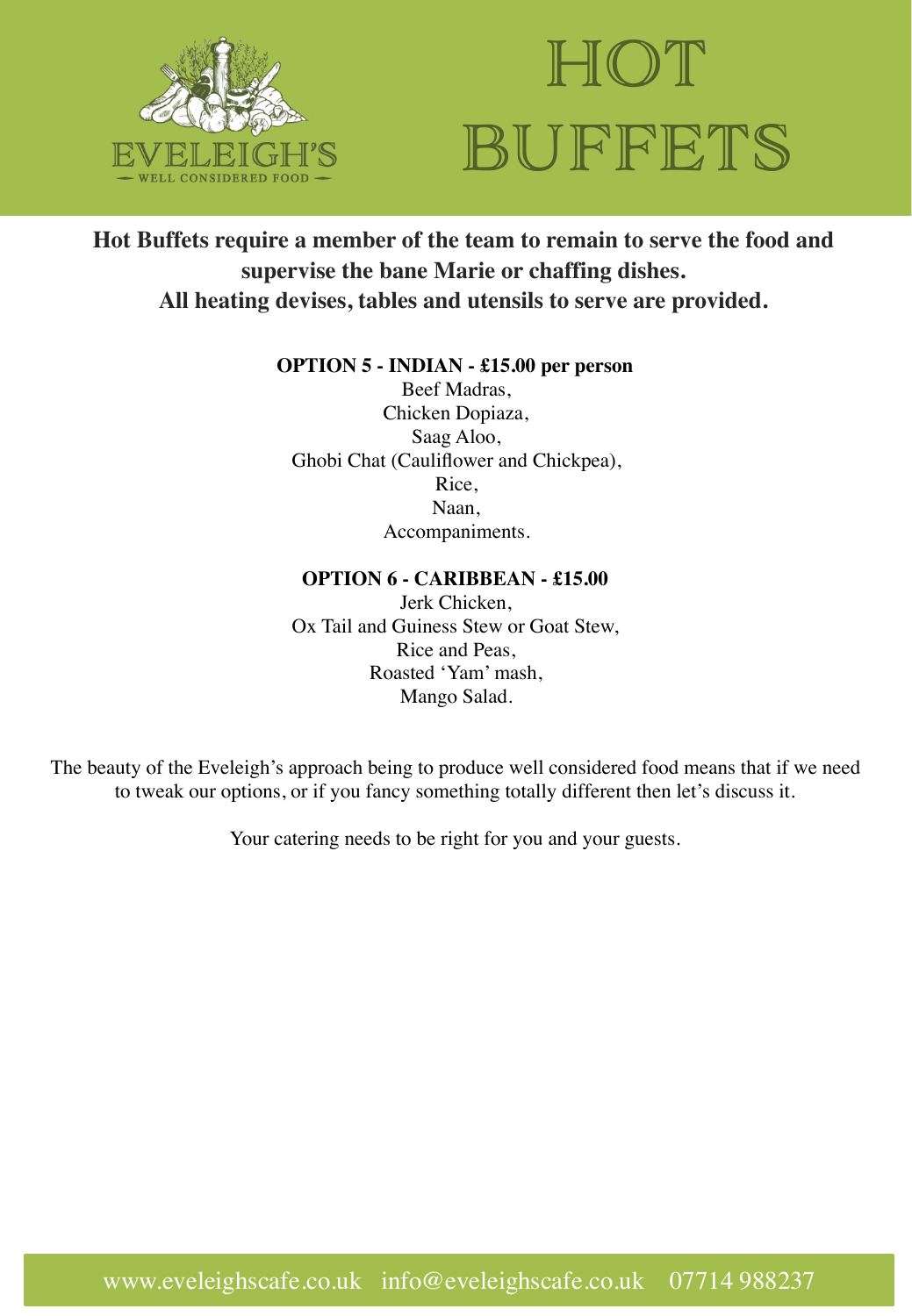EVELEIGH'S

— WELL CONSIDERED FOOD —

# HOT BUFFETS

**Hot Buffets require a member of the team to remain to serve the food and supervise the bane Marie or chaffing dishes.**
**All heating devises, tables and utensils to serve are provided.**

**OPTION 5 - INDIAN - £15.00 per person**

Beef Madras,
Chicken Dopiaza,
Saag Aloo,
Ghobi Chat (Cauliflower and Chickpea),
Rice,
Naan,
Accompaniments.

**OPTION 6 - CARIBBEAN - £15.00**

Jerk Chicken,
Ox Tail and Guiness Stew or Goat Stew,
Rice and Peas,
Roasted 'Yam' mash,
Mango Salad.

The beauty of the Eveleigh's approach being to produce well considered food means that if we need to tweak our options, or if you fancy something totally different then let's discuss it.

Your catering needs to be right for you and your guests.

www.eveleighscafe.co.uk info@eveleighscafe.co.uk 07714 988237